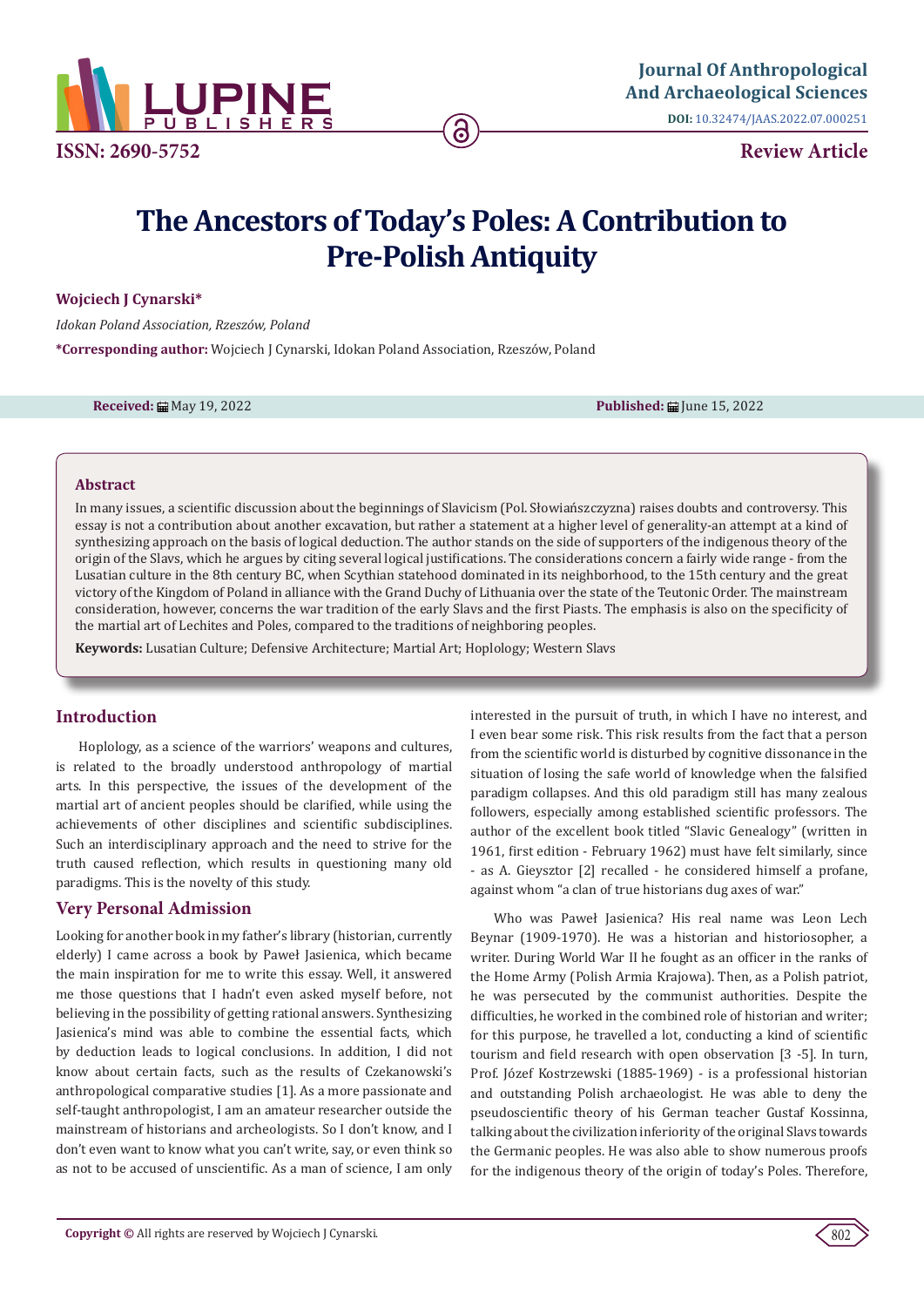ISSN: 2690-5752

# Journal Of Anthropological And Archaeological Sciences

DOI: 10.32474/JAAS.2022.07.000251

**Review Article**

# The Ancestors of Today's Poles: A Contribution to Pre-Polish Antiquity

**Wojciech J Cynarski***

*Idokan Poland Association, Rzeszów, Poland*

***Corresponding author:** Wojciech J Cynarski, Idokan Poland Association, Rzeszów, Poland

**Received:** May 19, 2022 **Published:** June 15, 2022

## Abstract

In many issues, a scientific discussion about the beginnings of Slavicism (Pol. Słowiańszczyzna) raises doubts and controversy. This essay is not a contribution about another excavation, but rather a statement at a higher level of generality-an attempt at a kind of synthesizing approach on the basis of logical deduction. The author stands on the side of supporters of the indigenous theory of the origin of the Slavs, which he argues by citing several logical justifications. The considerations concern a fairly wide range - from the Lusatian culture in the 8th century BC, when Scythian statehood dominated in its neighborhood, to the 15th century and the great victory of the Kingdom of Poland in alliance with the Grand Duchy of Lithuania over the state of the Teutonic Order. The mainstream consideration, however, concerns the war tradition of the early Slavs and the first Piasts. The emphasis is also on the specificity of the martial art of Lechites and Poles, compared to the traditions of neighboring peoples.

**Keywords:** Lusatian Culture; Defensive Architecture; Martial Art; Hoplology; Western Slavs

## Introduction

Hoplology, as a science of the warriors' weapons and cultures, is related to the broadly understood anthropology of martial arts. In this perspective, the issues of the development of the martial art of ancient peoples should be clarified, while using the achievements of other disciplines and scientific subdisciplines. Such an interdisciplinary approach and the need to strive for the truth caused reflection, which results in questioning many old paradigms. This is the novelty of this study.

## Very Personal Admission

Looking for another book in my father's library (historian, currently elderly) I came across a book by Paweł Jasienica, which became the main inspiration for me to write this essay. Well, it answered me those questions that I hadn't even asked myself before, not believing in the possibility of getting rational answers. Synthesizing Jasienica's mind was able to combine the essential facts, which by deduction leads to logical conclusions. In addition, I did not know about certain facts, such as the results of Czekanowski's anthropological comparative studies [1]. As a more passionate and self-taught anthropologist, I am an amateur researcher outside the mainstream of historians and archeologists. So I don't know, and I don't even want to know what you can't write, say, or even think so as not to be accused of unscientific. As a man of science, I am only interested in the pursuit of truth, in which I have no interest, and I even bear some risk. This risk results from the fact that a person from the scientific world is disturbed by cognitive dissonance in the situation of losing the safe world of knowledge when the falsified paradigm collapses. And this old paradigm still has many zealous followers, especially among established scientific professors. The author of the excellent book titled "Slavic Genealogy" (written in 1961, first edition - February 1962) must have felt similarly, since - as A. Gieysztor [2] recalled - he considered himself a profane, against whom "a clan of true historians dug axes of war."

Who was Paweł Jasienica? His real name was Leon Lech Beynar (1909-1970). He was a historian and historiosopher, a writer. During World War II he fought as an officer in the ranks of the Home Army (Polish Armia Krajowa). Then, as a Polish patriot, he was persecuted by the communist authorities. Despite the difficulties, he worked in the combined role of historian and writer; for this purpose, he travelled a lot, conducting a kind of scientific tourism and field research with open observation [3 -5]. In turn, Prof. Józef Kostrzewski (1885-1969) - is a professional historian and outstanding Polish archaeologist. He was able to deny the pseudoscientific theory of his German teacher Gustaf Kossinna, talking about the civilization inferiority of the original Slavs towards the Germanic peoples. He was also able to show numerous proofs for the indigenous theory of the origin of today's Poles. Therefore,

**Copyright ©** All rights are reserved by Wojciech J Cynarski.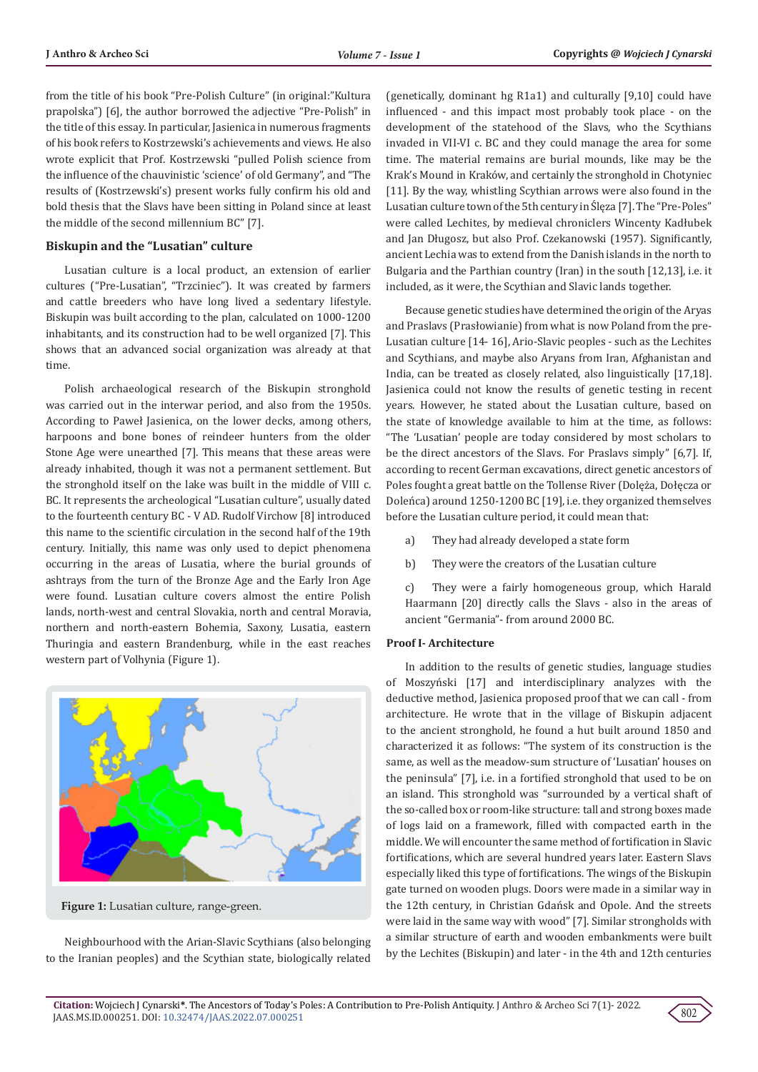from the title of his book "Pre-Polish Culture" (in original:"Kultura prapolska") [6], the author borrowed the adjective "Pre-Polish" in the title of this essay. In particular, Jasienica in numerous fragments of his book refers to Kostrzewski's achievements and views. He also wrote explicit that Prof. Kostrzewski "pulled Polish science from the influence of the chauvinistic 'science' of old Germany", and "The results of (Kostrzewski's) present works fully confirm his old and bold thesis that the Slavs have been sitting in Poland since at least the middle of the second millennium BC" [7].

## Biskupin and the "Lusatian" culture

Lusatian culture is a local product, an extension of earlier cultures ("Pre-Lusatian", "Trzciniec"). It was created by farmers and cattle breeders who have long lived a sedentary lifestyle. Biskupin was built according to the plan, calculated on 1000-1200 inhabitants, and its construction had to be well organized [7]. This shows that an advanced social organization was already at that time.

Polish archaeological research of the Biskupin stronghold was carried out in the interwar period, and also from the 1950s. According to Paweł Jasienica, on the lower decks, among others, harpoons and bone bones of reindeer hunters from the older Stone Age were unearthed [7]. This means that these areas were already inhabited, though it was not a permanent settlement. But the stronghold itself on the lake was built in the middle of VIII c. BC. It represents the archeological "Lusatian culture", usually dated to the fourteenth century BC - V AD. Rudolf Virchow [8] introduced this name to the scientific circulation in the second half of the 19th century. Initially, this name was only used to depict phenomena occurring in the areas of Lusatia, where the burial grounds of ashtrays from the turn of the Bronze Age and the Early Iron Age were found. Lusatian culture covers almost the entire Polish lands, north-west and central Slovakia, north and central Moravia, northern and north-eastern Bohemia, Saxony, Lusatia, eastern Thuringia and eastern Brandenburg, while in the east reaches western part of Volhynia (Figure 1).

**Figure 1:** Lusatian culture, range-green.

Neighbourhood with the Arian-Slavic Scythians (also belonging to the Iranian peoples) and the Scythian state, biologically related (genetically, dominant hg R1a1) and culturally [9,10] could have influenced - and this impact most probably took place - on the development of the statehood of the Slavs, who the Scythians invaded in VII-VI c. BC and they could manage the area for some time. The material remains are burial mounds, like may be the Krak's Mound in Kraków, and certainly the stronghold in Chotyniec [11]. By the way, whistling Scythian arrows were also found in the Lusatian culture town of the 5th century in Ślęza [7]. The "Pre-Poles" were called Lechites, by medieval chroniclers Wincenty Kadłubek and Jan Długosz, but also Prof. Czekanowski (1957). Significantly, ancient Lechia was to extend from the Danish islands in the north to Bulgaria and the Parthian country (Iran) in the south [12,13], i.e. it included, as it were, the Scythian and Slavic lands together.

Because genetic studies have determined the origin of the Aryas and Praslavs (Prasłowianie) from what is now Poland from the pre-Lusatian culture [14- 16], Ario-Slavic peoples - such as the Lechites and Scythians, and maybe also Aryans from Iran, Afghanistan and India, can be treated as closely related, also linguistically [17,18]. Jasienica could not know the results of genetic testing in recent years. However, he stated about the Lusatian culture, based on the state of knowledge available to him at the time, as follows: "The 'Lusatian' people are today considered by most scholars to be the direct ancestors of the Slavs. For Praslavs simply" [6,7]. If, according to recent German excavations, direct genetic ancestors of Poles fought a great battle on the Tollense River (Dołęża, Dołęcza or Doleńca) around 1250-1200 BC [19], i.e. they organized themselves before the Lusatian culture period, it could mean that:

a) They had already developed a state form

b) They were the creators of the Lusatian culture

c) They were a fairly homogeneous group, which Harald Haarmann [20] directly calls the Slavs - also in the areas of ancient "Germania"- from around 2000 BC.

### Proof I- Architecture

In addition to the results of genetic studies, language studies of Moszyński [17] and interdisciplinary analyzes with the deductive method, Jasienica proposed proof that we can call - from architecture. He wrote that in the village of Biskupin adjacent to the ancient stronghold, he found a hut built around 1850 and characterized it as follows: "The system of its construction is the same, as well as the meadow-sum structure of 'Lusatian' houses on the peninsula" [7], i.e. in a fortified stronghold that used to be on an island. This stronghold was "surrounded by a vertical shaft of the so-called box or room-like structure: tall and strong boxes made of logs laid on a framework, filled with compacted earth in the middle. We will encounter the same method of fortification in Slavic fortifications, which are several hundred years later. Eastern Slavs especially liked this type of fortifications. The wings of the Biskupin gate turned on wooden plugs. Doors were made in a similar way in the 12th century, in Christian Gdańsk and Opole. And the streets were laid in the same way with wood" [7]. Similar strongholds with a similar structure of earth and wooden embankments were built by the Lechites (Biskupin) and later - in the 4th and 12th centuries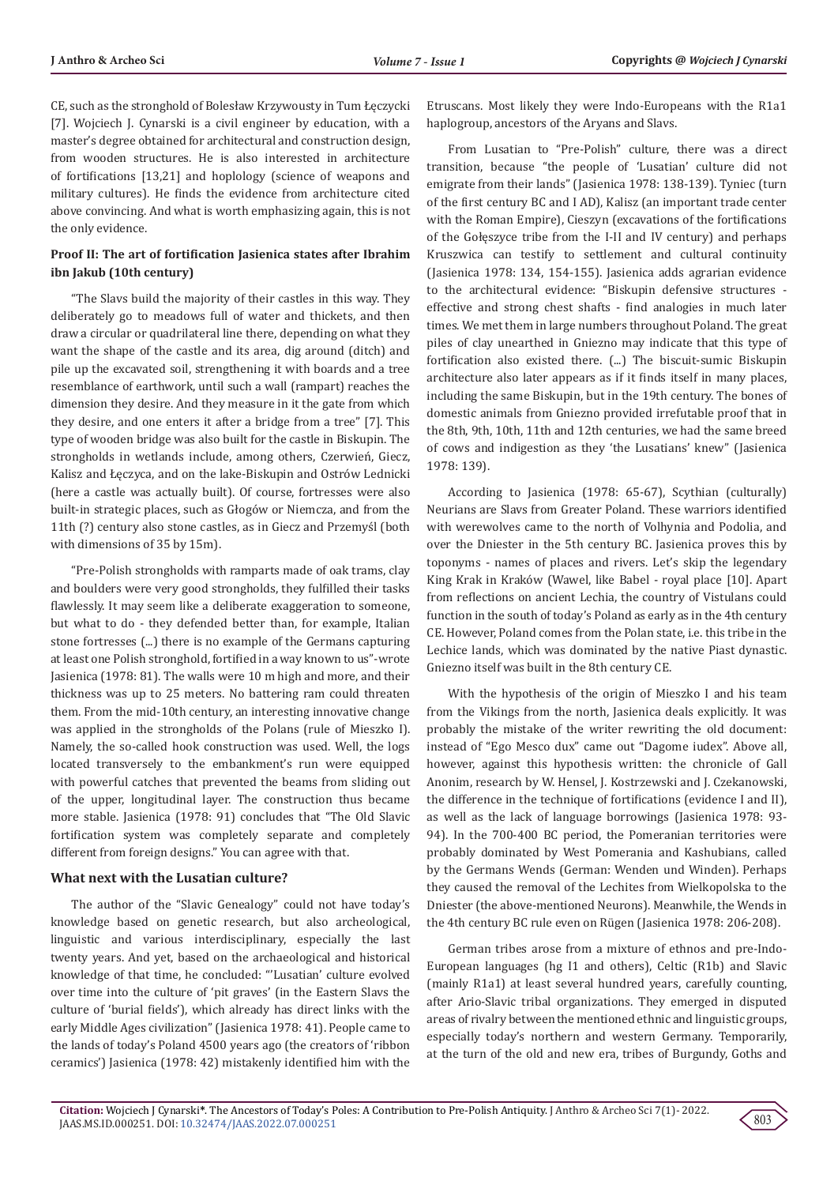CE, such as the stronghold of Bolesław Krzywousty in Tum Łęczycki [7]. Wojciech J. Cynarski is a civil engineer by education, with a master's degree obtained for architectural and construction design, from wooden structures. He is also interested in architecture of fortifications [13,21] and hoplology (science of weapons and military cultures). He finds the evidence from architecture cited above convincing. And what is worth emphasizing again, this is not the only evidence.

### Proof II: The art of fortification Jasienica states after Ibrahim ibn Jakub (10th century)

"The Slavs build the majority of their castles in this way. They deliberately go to meadows full of water and thickets, and then draw a circular or quadrilateral line there, depending on what they want the shape of the castle and its area, dig around (ditch) and pile up the excavated soil, strengthening it with boards and a tree resemblance of earthwork, until such a wall (rampart) reaches the dimension they desire. And they measure in it the gate from which they desire, and one enters it after a bridge from a tree" [7]. This type of wooden bridge was also built for the castle in Biskupin. The strongholds in wetlands include, among others, Czerwień, Giecz, Kalisz and Łęczyca, and on the lake-Biskupin and Ostrów Lednicki (here a castle was actually built). Of course, fortresses were also built-in strategic places, such as Głogów or Niemcza, and from the 11th (?) century also stone castles, as in Giecz and Przemyśl (both with dimensions of 35 by 15m).

"Pre-Polish strongholds with ramparts made of oak trams, clay and boulders were very good strongholds, they fulfilled their tasks flawlessly. It may seem like a deliberate exaggeration to someone, but what to do - they defended better than, for example, Italian stone fortresses (...) there is no example of the Germans capturing at least one Polish stronghold, fortified in a way known to us"-wrote Jasienica (1978: 81). The walls were 10 m high and more, and their thickness was up to 25 meters. No battering ram could threaten them. From the mid-10th century, an interesting innovative change was applied in the strongholds of the Polans (rule of Mieszko I). Namely, the so-called hook construction was used. Well, the logs located transversely to the embankment's run were equipped with powerful catches that prevented the beams from sliding out of the upper, longitudinal layer. The construction thus became more stable. Jasienica (1978: 91) concludes that "The Old Slavic fortification system was completely separate and completely different from foreign designs." You can agree with that.

### What next with the Lusatian culture?

The author of the "Slavic Genealogy" could not have today's knowledge based on genetic research, but also archeological, linguistic and various interdisciplinary, especially the last twenty years. And yet, based on the archaeological and historical knowledge of that time, he concluded: "'Lusatian' culture evolved over time into the culture of 'pit graves' (in the Eastern Slavs the culture of 'burial fields'), which already has direct links with the early Middle Ages civilization" (Jasienica 1978: 41). People came to the lands of today's Poland 4500 years ago (the creators of 'ribbon ceramics') Jasienica (1978: 42) mistakenly identified him with the Etruscans. Most likely they were Indo-Europeans with the R1a1 haplogroup, ancestors of the Aryans and Slavs.

From Lusatian to "Pre-Polish" culture, there was a direct transition, because "the people of 'Lusatian' culture did not emigrate from their lands" (Jasienica 1978: 138-139). Tyniec (turn of the first century BC and I AD), Kalisz (an important trade center with the Roman Empire), Cieszyn (excavations of the fortifications of the Gołęszyce tribe from the I-II and IV century) and perhaps Kruszwica can testify to settlement and cultural continuity (Jasienica 1978: 134, 154-155). Jasienica adds agrarian evidence to the architectural evidence: "Biskupin defensive structures - effective and strong chest shafts - find analogies in much later times. We met them in large numbers throughout Poland. The great piles of clay unearthed in Gniezno may indicate that this type of fortification also existed there. (...) The biscuit-sumic Biskupin architecture also later appears as if it finds itself in many places, including the same Biskupin, but in the 19th century. The bones of domestic animals from Gniezno provided irrefutable proof that in the 8th, 9th, 10th, 11th and 12th centuries, we had the same breed of cows and indigestion as they 'the Lusatians' knew" (Jasienica 1978: 139).

According to Jasienica (1978: 65-67), Scythian (culturally) Neurians are Slavs from Greater Poland. These warriors identified with werewolves came to the north of Volhynia and Podolia, and over the Dniester in the 5th century BC. Jasienica proves this by toponyms - names of places and rivers. Let's skip the legendary King Krak in Kraków (Wawel, like Babel - royal place [10]. Apart from reflections on ancient Lechia, the country of Vistulans could function in the south of today's Poland as early as in the 4th century CE. However, Poland comes from the Polan state, i.e. this tribe in the Lechice lands, which was dominated by the native Piast dynastic. Gniezno itself was built in the 8th century CE.

With the hypothesis of the origin of Mieszko I and his team from the Vikings from the north, Jasienica deals explicitly. It was probably the mistake of the writer rewriting the old document: instead of "Ego Mesco dux" came out "Dagome iudex". Above all, however, against this hypothesis written: the chronicle of Gall Anonim, research by W. Hensel, J. Kostrzewski and J. Czekanowski, the difference in the technique of fortifications (evidence I and II), as well as the lack of language borrowings (Jasienica 1978: 93-94). In the 700-400 BC period, the Pomeranian territories were probably dominated by West Pomerania and Kashubians, called by the Germans Wends (German: Wenden und Winden). Perhaps they caused the removal of the Lechites from Wielkopolska to the Dniester (the above-mentioned Neurons). Meanwhile, the Wends in the 4th century BC rule even on Rügen (Jasienica 1978: 206-208).

German tribes arose from a mixture of ethnos and pre-Indo-European languages (hg I1 and others), Celtic (R1b) and Slavic (mainly R1a1) at least several hundred years, carefully counting, after Ario-Slavic tribal organizations. They emerged in disputed areas of rivalry between the mentioned ethnic and linguistic groups, especially today's northern and western Germany. Temporarily, at the turn of the old and new era, tribes of Burgundy, Goths and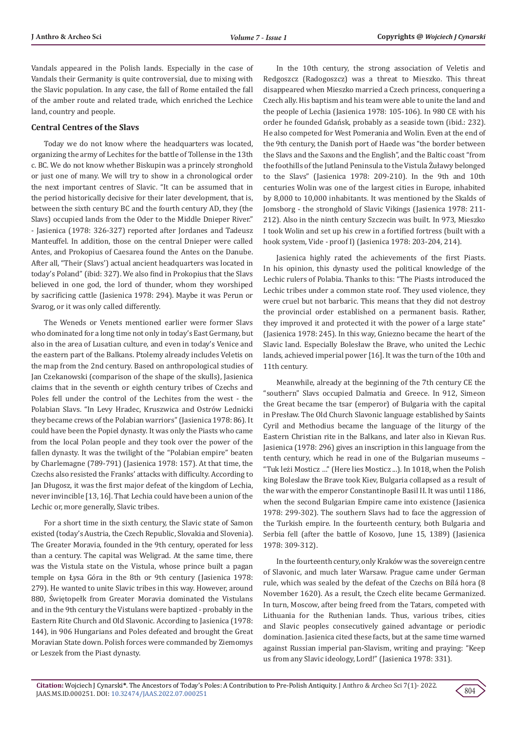Vandals appeared in the Polish lands. Especially in the case of Vandals their Germanity is quite controversial, due to mixing with the Slavic population. In any case, the fall of Rome entailed the fall of the amber route and related trade, which enriched the Lechice land, country and people.

### Central Centres of the Slavs

Today we do not know where the headquarters was located, organizing the army of Lechites for the battle of Tollense in the 13th c. BC. We do not know whether Biskupin was a princely stronghold or just one of many. We will try to show in a chronological order the next important centres of Slavic. "It can be assumed that in the period historically decisive for their later development, that is, between the sixth century BC and the fourth century AD, they (the Slavs) occupied lands from the Oder to the Middle Dnieper River." - Jasienica (1978: 326-327) reported after Jordanes and Tadeusz Manteuffel. In addition, those on the central Dnieper were called Antes, and Prokopius of Caesarea found the Antes on the Danube. After all, "Their (Slavs') actual ancient headquarters was located in today's Poland" (ibid: 327). We also find in Prokopius that the Slavs believed in one god, the lord of thunder, whom they worshiped by sacrificing cattle (Jasienica 1978: 294). Maybe it was Perun or Svarog, or it was only called differently.

The Weneds or Venets mentioned earlier were former Slavs who dominated for a long time not only in today's East Germany, but also in the area of Lusatian culture, and even in today's Venice and the eastern part of the Balkans. Ptolemy already includes Veletis on the map from the 2nd century. Based on anthropological studies of Jan Czekanowski (comparison of the shape of the skulls), Jasienica claims that in the seventh or eighth century tribes of Czechs and Poles fell under the control of the Lechites from the west - the Polabian Slavs. "In Levy Hradec, Kruszwica and Ostrów Lednicki they became crews of the Polabian warriors" (Jasienica 1978: 86). It could have been the Popiel dynasty. It was only the Piasts who came from the local Polan people and they took over the power of the fallen dynasty. It was the twilight of the "Polabian empire" beaten by Charlemagne (789-791) (Jasienica 1978: 157). At that time, the Czechs also resisted the Franks' attacks with difficulty. According to Jan Długosz, it was the first major defeat of the kingdom of Lechia, never invincible [13, 16]. That Lechia could have been a union of the Lechic or, more generally, Slavic tribes.

For a short time in the sixth century, the Slavic state of Samon existed (today's Austria, the Czech Republic, Slovakia and Slovenia). The Greater Moravia, founded in the 9th century, operated for less than a century. The capital was Weligrad. At the same time, there was the Vistula state on the Vistula, whose prince built a pagan temple on Łysa Góra in the 8th or 9th century (Jasienica 1978: 279). He wanted to unite Slavic tribes in this way. However, around 880, Świętopełk from Greater Moravia dominated the Vistulans and in the 9th century the Vistulans were baptized - probably in the Eastern Rite Church and Old Slavonic. According to Jasienica (1978: 144), in 906 Hungarians and Poles defeated and brought the Great Moravian State down. Polish forces were commanded by Ziemomys or Leszek from the Piast dynasty.

In the 10th century, the strong association of Veletis and Redgoszcz (Radogoszcz) was a threat to Mieszko. This threat disappeared when Mieszko married a Czech princess, conquering a Czech ally. His baptism and his team were able to unite the land and the people of Lechia (Jasienica 1978: 105-106). In 980 CE with his order he founded Gdańsk, probably as a seaside town (ibid.: 232). He also competed for West Pomerania and Wolin. Even at the end of the 9th century, the Danish port of Haede was "the border between the Slavs and the Saxons and the English", and the Baltic coast "from the foothills of the Jutland Peninsula to the Vistula Żuławy belonged to the Slavs" (Jasienica 1978: 209-210). In the 9th and 10th centuries Wolin was one of the largest cities in Europe, inhabited by 8,000 to 10,000 inhabitants. It was mentioned by the Skalds of Jomsborg - the stronghold of Slavic Vikings (Jasienica 1978: 211-212). Also in the ninth century Szczecin was built. In 973, Mieszko I took Wolin and set up his crew in a fortified fortress (built with a hook system, Vide - proof I) (Jasienica 1978: 203-204, 214).

Jasienica highly rated the achievements of the first Piasts. In his opinion, this dynasty used the political knowledge of the Lechic rulers of Polabia. Thanks to this: "The Piasts introduced the Lechic tribes under a common state roof. They used violence, they were cruel but not barbaric. This means that they did not destroy the provincial order established on a permanent basis. Rather, they improved it and protected it with the power of a large state" (Jasienica 1978: 245). In this way, Gniezno became the heart of the Slavic land. Especially Bolesław the Brave, who united the Lechic lands, achieved imperial power [16]. It was the turn of the 10th and 11th century.

Meanwhile, already at the beginning of the 7th century CE the "southern" Slavs occupied Dalmatia and Greece. In 912, Simeon the Great became the tsar (emperor) of Bulgaria with the capital in Presław. The Old Church Slavonic language established by Saints Cyril and Methodius became the language of the liturgy of the Eastern Christian rite in the Balkans, and later also in Kievan Rus. Jasienica (1978: 296) gives an inscription in this language from the tenth century, which he read in one of the Bulgarian museums – "Tuk leži Mosticz ..." (Here lies Mosticz ...). In 1018, when the Polish king Boleslaw the Brave took Kiev, Bulgaria collapsed as a result of the war with the emperor Constantinople Basil II. It was until 1186, when the second Bulgarian Empire came into existence (Jasienica 1978: 299-302). The southern Slavs had to face the aggression of the Turkish empire. In the fourteenth century, both Bulgaria and Serbia fell (after the battle of Kosovo, June 15, 1389) (Jasienica 1978: 309-312).

In the fourteenth century, only Kraków was the sovereign centre of Slavonic, and much later Warsaw. Prague came under German rule, which was sealed by the defeat of the Czechs on Bílá hora (8 November 1620). As a result, the Czech elite became Germanized. In turn, Moscow, after being freed from the Tatars, competed with Lithuania for the Ruthenian lands. Thus, various tribes, cities and Slavic peoples consecutively gained advantage or periodic domination. Jasienica cited these facts, but at the same time warned against Russian imperial pan-Slavism, writing and praying: "Keep us from any Slavic ideology, Lord!" (Jasienica 1978: 331).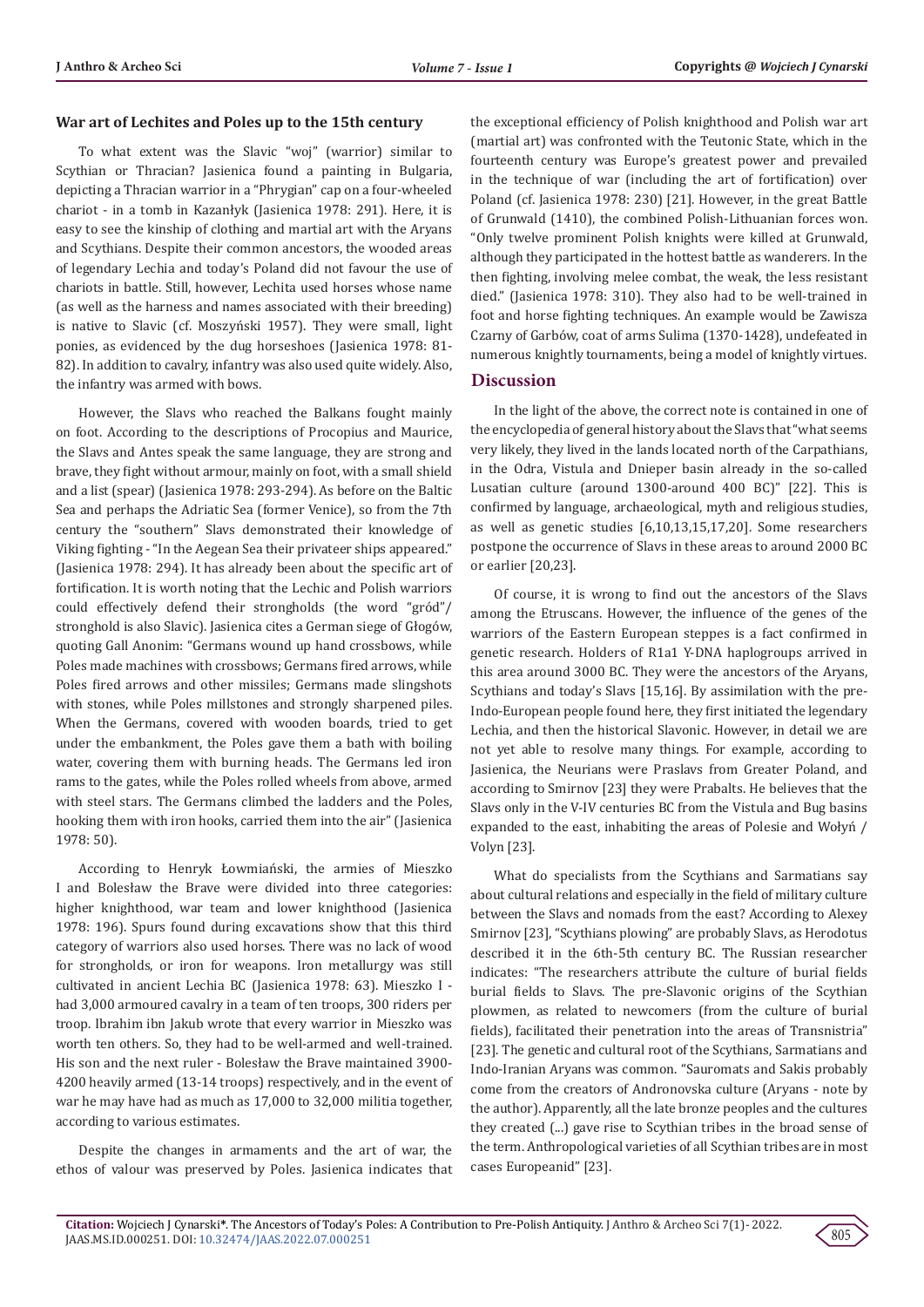### War art of Lechites and Poles up to the 15th century

To what extent was the Slavic "woj" (warrior) similar to Scythian or Thracian? Jasienica found a painting in Bulgaria, depicting a Thracian warrior in a "Phrygian" cap on a four-wheeled chariot - in a tomb in Kazanłyk (Jasienica 1978: 291). Here, it is easy to see the kinship of clothing and martial art with the Aryans and Scythians. Despite their common ancestors, the wooded areas of legendary Lechia and today's Poland did not favour the use of chariots in battle. Still, however, Lechita used horses whose name (as well as the harness and names associated with their breeding) is native to Slavic (cf. Moszyński 1957). They were small, light ponies, as evidenced by the dug horseshoes (Jasienica 1978: 81-82). In addition to cavalry, infantry was also used quite widely. Also, the infantry was armed with bows.

However, the Slavs who reached the Balkans fought mainly on foot. According to the descriptions of Procopius and Maurice, the Slavs and Antes speak the same language, they are strong and brave, they fight without armour, mainly on foot, with a small shield and a list (spear) (Jasienica 1978: 293-294). As before on the Baltic Sea and perhaps the Adriatic Sea (former Venice), so from the 7th century the "southern" Slavs demonstrated their knowledge of Viking fighting - "In the Aegean Sea their privateer ships appeared." (Jasienica 1978: 294). It has already been about the specific art of fortification. It is worth noting that the Lechic and Polish warriors could effectively defend their strongholds (the word "gród"/ stronghold is also Slavic). Jasienica cites a German siege of Głogów, quoting Gall Anonim: "Germans wound up hand crossbows, while Poles made machines with crossbows; Germans fired arrows, while Poles fired arrows and other missiles; Germans made slingshots with stones, while Poles millstones and strongly sharpened piles. When the Germans, covered with wooden boards, tried to get under the embankment, the Poles gave them a bath with boiling water, covering them with burning heads. The Germans led iron rams to the gates, while the Poles rolled wheels from above, armed with steel stars. The Germans climbed the ladders and the Poles, hooking them with iron hooks, carried them into the air" (Jasienica 1978: 50).

According to Henryk Łowmiański, the armies of Mieszko I and Bolesław the Brave were divided into three categories: higher knighthood, war team and lower knighthood (Jasienica 1978: 196). Spurs found during excavations show that this third category of warriors also used horses. There was no lack of wood for strongholds, or iron for weapons. Iron metallurgy was still cultivated in ancient Lechia BC (Jasienica 1978: 63). Mieszko I - had 3,000 armoured cavalry in a team of ten troops, 300 riders per troop. Ibrahim ibn Jakub wrote that every warrior in Mieszko was worth ten others. So, they had to be well-armed and well-trained. His son and the next ruler - Bolesław the Brave maintained 3900-4200 heavily armed (13-14 troops) respectively, and in the event of war he may have had as much as 17,000 to 32,000 militia together, according to various estimates.

Despite the changes in armaments and the art of war, the ethos of valour was preserved by Poles. Jasienica indicates that the exceptional efficiency of Polish knighthood and Polish war art (martial art) was confronted with the Teutonic State, which in the fourteenth century was Europe's greatest power and prevailed in the technique of war (including the art of fortification) over Poland (cf. Jasienica 1978: 230) [21]. However, in the great Battle of Grunwald (1410), the combined Polish-Lithuanian forces won. "Only twelve prominent Polish knights were killed at Grunwald, although they participated in the hottest battle as wanderers. In the then fighting, involving melee combat, the weak, the less resistant died." (Jasienica 1978: 310). They also had to be well-trained in foot and horse fighting techniques. An example would be Zawisza Czarny of Garbów, coat of arms Sulima (1370-1428), undefeated in numerous knightly tournaments, being a model of knightly virtues.

## Discussion

In the light of the above, the correct note is contained in one of the encyclopedia of general history about the Slavs that "what seems very likely, they lived in the lands located north of the Carpathians, in the Odra, Vistula and Dnieper basin already in the so-called Lusatian culture (around 1300-around 400 BC)" [22]. This is confirmed by language, archaeological, myth and religious studies, as well as genetic studies [6,10,13,15,17,20]. Some researchers postpone the occurrence of Slavs in these areas to around 2000 BC or earlier [20,23].

Of course, it is wrong to find out the ancestors of the Slavs among the Etruscans. However, the influence of the genes of the warriors of the Eastern European steppes is a fact confirmed in genetic research. Holders of R1a1 Y-DNA haplogroups arrived in this area around 3000 BC. They were the ancestors of the Aryans, Scythians and today's Slavs [15,16]. By assimilation with the pre-Indo-European people found here, they first initiated the legendary Lechia, and then the historical Slavonic. However, in detail we are not yet able to resolve many things. For example, according to Jasienica, the Neurians were Praslavs from Greater Poland, and according to Smirnov [23] they were Prabalts. He believes that the Slavs only in the V-IV centuries BC from the Vistula and Bug basins expanded to the east, inhabiting the areas of Polesie and Wołyń / Volyn [23].

What do specialists from the Scythians and Sarmatians say about cultural relations and especially in the field of military culture between the Slavs and nomads from the east? According to Alexey Smirnov [23], "Scythians plowing" are probably Slavs, as Herodotus described it in the 6th-5th century BC. The Russian researcher indicates: "The researchers attribute the culture of burial fields burial fields to Slavs. The pre-Slavonic origins of the Scythian plowmen, as related to newcomers (from the culture of burial fields), facilitated their penetration into the areas of Transnistria" [23]. The genetic and cultural root of the Scythians, Sarmatians and Indo-Iranian Aryans was common. "Sauromats and Sakis probably come from the creators of Andronovska culture (Aryans - note by the author). Apparently, all the late bronze peoples and the cultures they created (...) gave rise to Scythian tribes in the broad sense of the term. Anthropological varieties of all Scythian tribes are in most cases Europeanid" [23].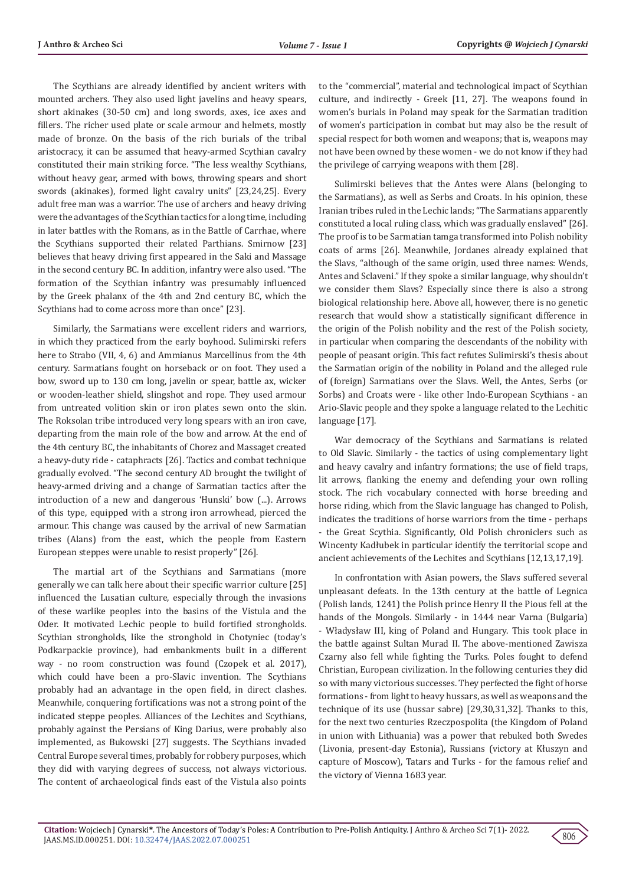The Scythians are already identified by ancient writers with mounted archers. They also used light javelins and heavy spears, short akinakes (30-50 cm) and long swords, axes, ice axes and fillers. The richer used plate or scale armour and helmets, mostly made of bronze. On the basis of the rich burials of the tribal aristocracy, it can be assumed that heavy-armed Scythian cavalry constituted their main striking force. "The less wealthy Scythians, without heavy gear, armed with bows, throwing spears and short swords (akinakes), formed light cavalry units" [23,24,25]. Every adult free man was a warrior. The use of archers and heavy driving were the advantages of the Scythian tactics for a long time, including in later battles with the Romans, as in the Battle of Carrhae, where the Scythians supported their related Parthians. Smirnow [23] believes that heavy driving first appeared in the Saki and Massage in the second century BC. In addition, infantry were also used. "The formation of the Scythian infantry was presumably influenced by the Greek phalanx of the 4th and 2nd century BC, which the Scythians had to come across more than once" [23].

Similarly, the Sarmatians were excellent riders and warriors, in which they practiced from the early boyhood. Sulimirski refers here to Strabo (VII, 4, 6) and Ammianus Marcellinus from the 4th century. Sarmatians fought on horseback or on foot. They used a bow, sword up to 130 cm long, javelin or spear, battle ax, wicker or wooden-leather shield, slingshot and rope. They used armour from untreated volition skin or iron plates sewn onto the skin. The Roksolan tribe introduced very long spears with an iron cave, departing from the main role of the bow and arrow. At the end of the 4th century BC, the inhabitants of Chorez and Massaget created a heavy-duty ride - cataphracts [26]. Tactics and combat technique gradually evolved. "The second century AD brought the twilight of heavy-armed driving and a change of Sarmatian tactics after the introduction of a new and dangerous 'Hunski' bow (...). Arrows of this type, equipped with a strong iron arrowhead, pierced the armour. This change was caused by the arrival of new Sarmatian tribes (Alans) from the east, which the people from Eastern European steppes were unable to resist properly" [26].

The martial art of the Scythians and Sarmatians (more generally we can talk here about their specific warrior culture [25] influenced the Lusatian culture, especially through the invasions of these warlike peoples into the basins of the Vistula and the Oder. It motivated Lechic people to build fortified strongholds. Scythian strongholds, like the stronghold in Chotyniec (today's Podkarpackie province), had embankments built in a different way - no room construction was found (Czopek et al. 2017), which could have been a pro-Slavic invention. The Scythians probably had an advantage in the open field, in direct clashes. Meanwhile, conquering fortifications was not a strong point of the indicated steppe peoples. Alliances of the Lechites and Scythians, probably against the Persians of King Darius, were probably also implemented, as Bukowski [27] suggests. The Scythians invaded Central Europe several times, probably for robbery purposes, which they did with varying degrees of success, not always victorious. The content of archaeological finds east of the Vistula also points to the "commercial", material and technological impact of Scythian culture, and indirectly - Greek [11, 27]. The weapons found in women's burials in Poland may speak for the Sarmatian tradition of women's participation in combat but may also be the result of special respect for both women and weapons; that is, weapons may not have been owned by these women - we do not know if they had the privilege of carrying weapons with them [28].

Sulimirski believes that the Antes were Alans (belonging to the Sarmatians), as well as Serbs and Croats. In his opinion, these Iranian tribes ruled in the Lechic lands; "The Sarmatians apparently constituted a local ruling class, which was gradually enslaved" [26]. The proof is to be Sarmatian tamga transformed into Polish nobility coats of arms [26]. Meanwhile, Jordanes already explained that the Slavs, "although of the same origin, used three names: Wends, Antes and Sclaveni." If they spoke a similar language, why shouldn't we consider them Slavs? Especially since there is also a strong biological relationship here. Above all, however, there is no genetic research that would show a statistically significant difference in the origin of the Polish nobility and the rest of the Polish society, in particular when comparing the descendants of the nobility with people of peasant origin. This fact refutes Sulimirski's thesis about the Sarmatian origin of the nobility in Poland and the alleged rule of (foreign) Sarmatians over the Slavs. Well, the Antes, Serbs (or Sorbs) and Croats were - like other Indo-European Scythians - an Ario-Slavic people and they spoke a language related to the Lechitic language [17].

War democracy of the Scythians and Sarmatians is related to Old Slavic. Similarly - the tactics of using complementary light and heavy cavalry and infantry formations; the use of field traps, lit arrows, flanking the enemy and defending your own rolling stock. The rich vocabulary connected with horse breeding and horse riding, which from the Slavic language has changed to Polish, indicates the traditions of horse warriors from the time - perhaps - the Great Scythia. Significantly, Old Polish chroniclers such as Wincenty Kadłubek in particular identify the territorial scope and ancient achievements of the Lechites and Scythians [12,13,17,19].

In confrontation with Asian powers, the Slavs suffered several unpleasant defeats. In the 13th century at the battle of Legnica (Polish lands, 1241) the Polish prince Henry II the Pious fell at the hands of the Mongols. Similarly - in 1444 near Varna (Bulgaria) - Władysław III, king of Poland and Hungary. This took place in the battle against Sultan Murad II. The above-mentioned Zawisza Czarny also fell while fighting the Turks. Poles fought to defend Christian, European civilization. In the following centuries they did so with many victorious successes. They perfected the fight of horse formations - from light to heavy hussars, as well as weapons and the technique of its use (hussar sabre) [29,30,31,32]. Thanks to this, for the next two centuries Rzeczpospolita (the Kingdom of Poland in union with Lithuania) was a power that rebuked both Swedes (Livonia, present-day Estonia), Russians (victory at Kłuszyn and capture of Moscow), Tatars and Turks - for the famous relief and the victory of Vienna 1683 year.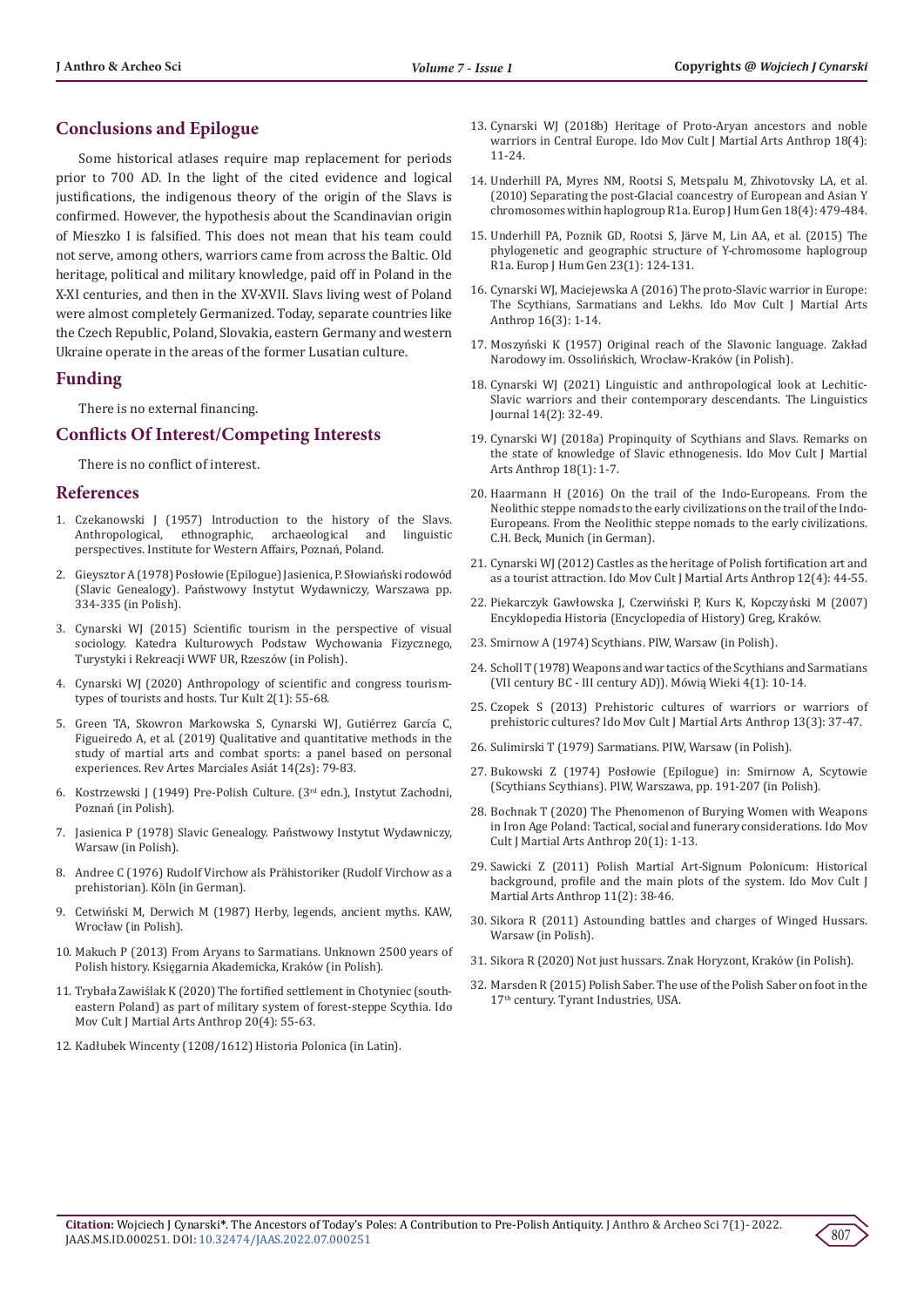## Conclusions and Epilogue

Some historical atlases require map replacement for periods prior to 700 AD. In the light of the cited evidence and logical justifications, the indigenous theory of the origin of the Slavs is confirmed. However, the hypothesis about the Scandinavian origin of Mieszko I is falsified. This does not mean that his team could not serve, among others, warriors came from across the Baltic. Old heritage, political and military knowledge, paid off in Poland in the X-XI centuries, and then in the XV-XVII. Slavs living west of Poland were almost completely Germanized. Today, separate countries like the Czech Republic, Poland, Slovakia, eastern Germany and western Ukraine operate in the areas of the former Lusatian culture.

## Funding

There is no external financing.

## Conflicts Of Interest/Competing Interests

There is no conflict of interest.

## References

1. Czekanowski J (1957) Introduction to the history of the Slavs. Anthropological, ethnographic, archaeological and linguistic perspectives. Institute for Western Affairs, Poznań, Poland.
2. Gieysztor A (1978) Posłowie (Epilogue) Jasienica, P. Słowiański rodowód (Slavic Genealogy). Państwowy Instytut Wydawniczy, Warszawa pp. 334-335 (in Polish).
3. Cynarski WJ (2015) Scientific tourism in the perspective of visual sociology. Katedra Kulturowych Podstaw Wychowania Fizycznego, Turystyki i Rekreacji WWF UR, Rzeszów (in Polish).
4. Cynarski WJ (2020) Anthropology of scientific and congress tourism-types of tourists and hosts. Tur Kult 2(1): 55-68.
5. Green TA, Skowron Markowska S, Cynarski WJ, Gutiérrez García C, Figueiredo A, et al. (2019) Qualitative and quantitative methods in the study of martial arts and combat sports: a panel based on personal experiences. Rev Artes Marciales Asiát 14(2s): 79-83.
6. Kostrzewski J (1949) Pre-Polish Culture. (3rd edn.), Instytut Zachodni, Poznań (in Polish).
7. Jasienica P (1978) Slavic Genealogy. Państwowy Instytut Wydawniczy, Warsaw (in Polish).
8. Andree C (1976) Rudolf Virchow als Prähistoriker (Rudolf Virchow as a prehistorian). Köln (in German).
9. Cetwiński M, Derwich M (1987) Herby, legends, ancient myths. KAW, Wrocław (in Polish).
10. Makuch P (2013) From Aryans to Sarmatians. Unknown 2500 years of Polish history. Księgarnia Akademicka, Kraków (in Polish).
11. Trybała Zawiślak K (2020) The fortified settlement in Chotyniec (south-eastern Poland) as part of military system of forest-steppe Scythia. Ido Mov Cult J Martial Arts Anthrop 20(4): 55-63.
12. Kadłubek Wincenty (1208/1612) Historia Polonica (in Latin).
13. Cynarski WJ (2018b) Heritage of Proto-Aryan ancestors and noble warriors in Central Europe. Ido Mov Cult J Martial Arts Anthrop 18(4): 11-24.
14. Underhill PA, Myres NM, Rootsi S, Metspalu M, Zhivotovsky LA, et al. (2010) Separating the post-Glacial coancestry of European and Asian Y chromosomes within haplogroup R1a. Europ J Hum Gen 18(4): 479-484.
15. Underhill PA, Poznik GD, Rootsi S, Järve M, Lin AA, et al. (2015) The phylogenetic and geographic structure of Y-chromosome haplogroup R1a. Europ J Hum Gen 23(1): 124-131.
16. Cynarski WJ, Maciejewska A (2016) The proto-Slavic warrior in Europe: The Scythians, Sarmatians and Lekhs. Ido Mov Cult J Martial Arts Anthrop 16(3): 1-14.
17. Moszyński K (1957) Original reach of the Slavonic language. Zakład Narodowy im. Ossolińskich, Wrocław-Kraków (in Polish).
18. Cynarski WJ (2021) Linguistic and anthropological look at Lechitic-Slavic warriors and their contemporary descendants. The Linguistics Journal 14(2): 32-49.
19. Cynarski WJ (2018a) Propinquity of Scythians and Slavs. Remarks on the state of knowledge of Slavic ethnogenesis. Ido Mov Cult J Martial Arts Anthrop 18(1): 1-7.
20. Haarmann H (2016) On the trail of the Indo-Europeans. From the Neolithic steppe nomads to the early civilizations on the trail of the Indo-Europeans. From the Neolithic steppe nomads to the early civilizations. C.H. Beck, Munich (in German).
21. Cynarski WJ (2012) Castles as the heritage of Polish fortification art and as a tourist attraction. Ido Mov Cult J Martial Arts Anthrop 12(4): 44-55.
22. Piekarczyk Gawłowska J, Czerwiński P, Kurs K, Kopczyński M (2007) Encyklopedia Historia (Encyclopedia of History) Greg, Kraków.
23. Smirnow A (1974) Scythians. PIW, Warsaw (in Polish).
24. Scholl T (1978) Weapons and war tactics of the Scythians and Sarmatians (VII century BC - III century AD)). Mówią Wieki 4(1): 10-14.
25. Czopek S (2013) Prehistoric cultures of warriors or warriors of prehistoric cultures? Ido Mov Cult J Martial Arts Anthrop 13(3): 37-47.
26. Sulimirski T (1979) Sarmatians. PIW, Warsaw (in Polish).
27. Bukowski Z (1974) Posłowie (Epilogue) in: Smirnow A, Scytowie (Scythians Scythians). PIW, Warszawa, pp. 191-207 (in Polish).
28. Bochnak T (2020) The Phenomenon of Burying Women with Weapons in Iron Age Poland: Tactical, social and funerary considerations. Ido Mov Cult J Martial Arts Anthrop 20(1): 1-13.
29. Sawicki Z (2011) Polish Martial Art-Signum Polonicum: Historical background, profile and the main plots of the system. Ido Mov Cult J Martial Arts Anthrop 11(2): 38-46.
30. Sikora R (2011) Astounding battles and charges of Winged Hussars. Warsaw (in Polish).
31. Sikora R (2020) Not just hussars. Znak Horyzont, Kraków (in Polish).
32. Marsden R (2015) Polish Saber. The use of the Polish Saber on foot in the 17th century. Tyrant Industries, USA.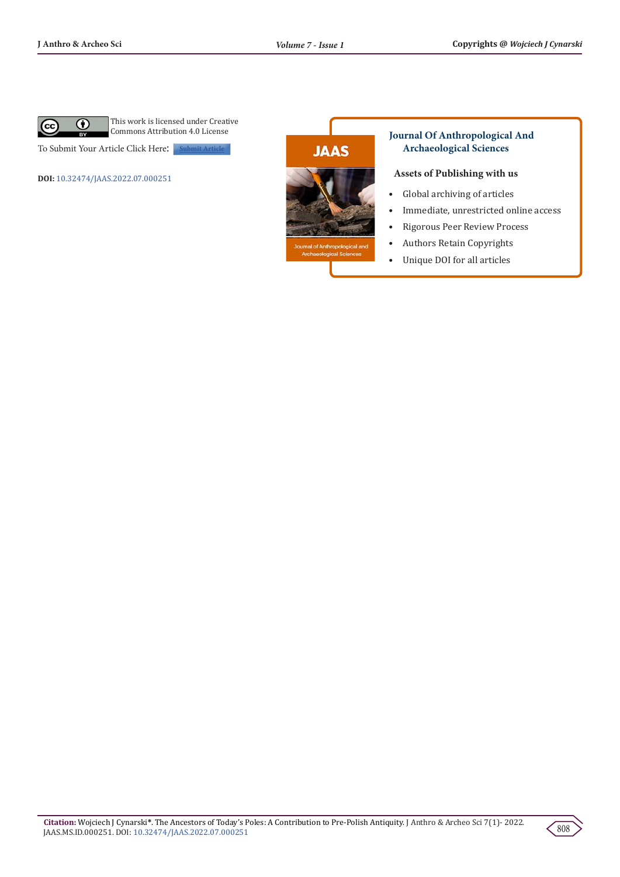This work is licensed under Creative Commons Attribution 4.0 License

To Submit Your Article Click Here: Submit Article

**DOI:** 10.32474/JAAS.2022.07.000251

**Journal Of Anthropological And Archaeological Sciences**

**Assets of Publishing with us**

- Global archiving of articles
- Immediate, unrestricted online access
- Rigorous Peer Review Process
- Authors Retain Copyrights
- Unique DOI for all articles